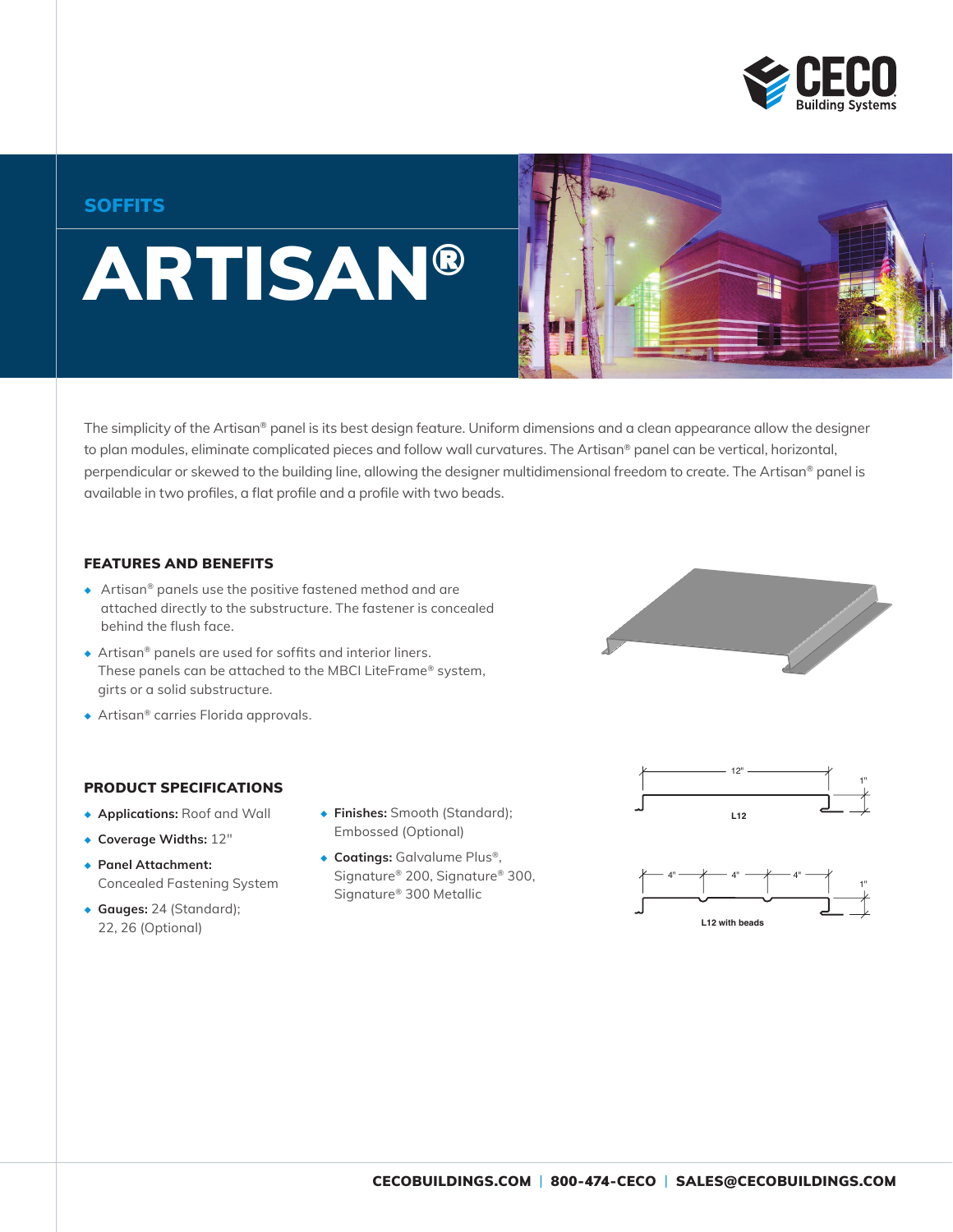# SOFFITS

# ARTISAN®

The simplicity of the Artisan® panel is its best design feature. Uniform dimensions and a clean appearance allow the designer to plan modules, eliminate complicated pieces and follow wall curvatures. The Artisan® panel can be vertical, horizontal, perpendicular or skewed to the building line, allowing the designer multidimensional freedom to create. The Artisan® panel is available in two profiles, a flat profile and a profile with two beads.

## FEATURES AND BENEFITS

- Artisan® panels use the positive fastened method and are attached directly to the substructure. The fastener is concealed behind the flush face.
- Artisan® panels are used for soffits and interior liners. These panels can be attached to the MBCI LiteFrame® system, girts or a solid substructure.
- Artisan® carries Florida approvals.

## PRODUCT SPECIFICATIONS

- **Applications:** Roof and Wall
- **Coverage Widths:** 12"
- **Panel Attachment:** Concealed Fastening System
- **Gauges:** 24 (Standard); 22, 26 (Optional)
- **Finishes:** Smooth (Standard); Embossed (Optional)
- **Coatings:** Galvalume Plus®, Signature® 200, Signature® 300, Signature® 300 Metallic

12" | 1"

L12

4" | 4" | 4" | 1"

L12 with beads

**CECOBUILDINGS.COM | 800-474-CECO | SALES@CECOBUILDINGS.COM**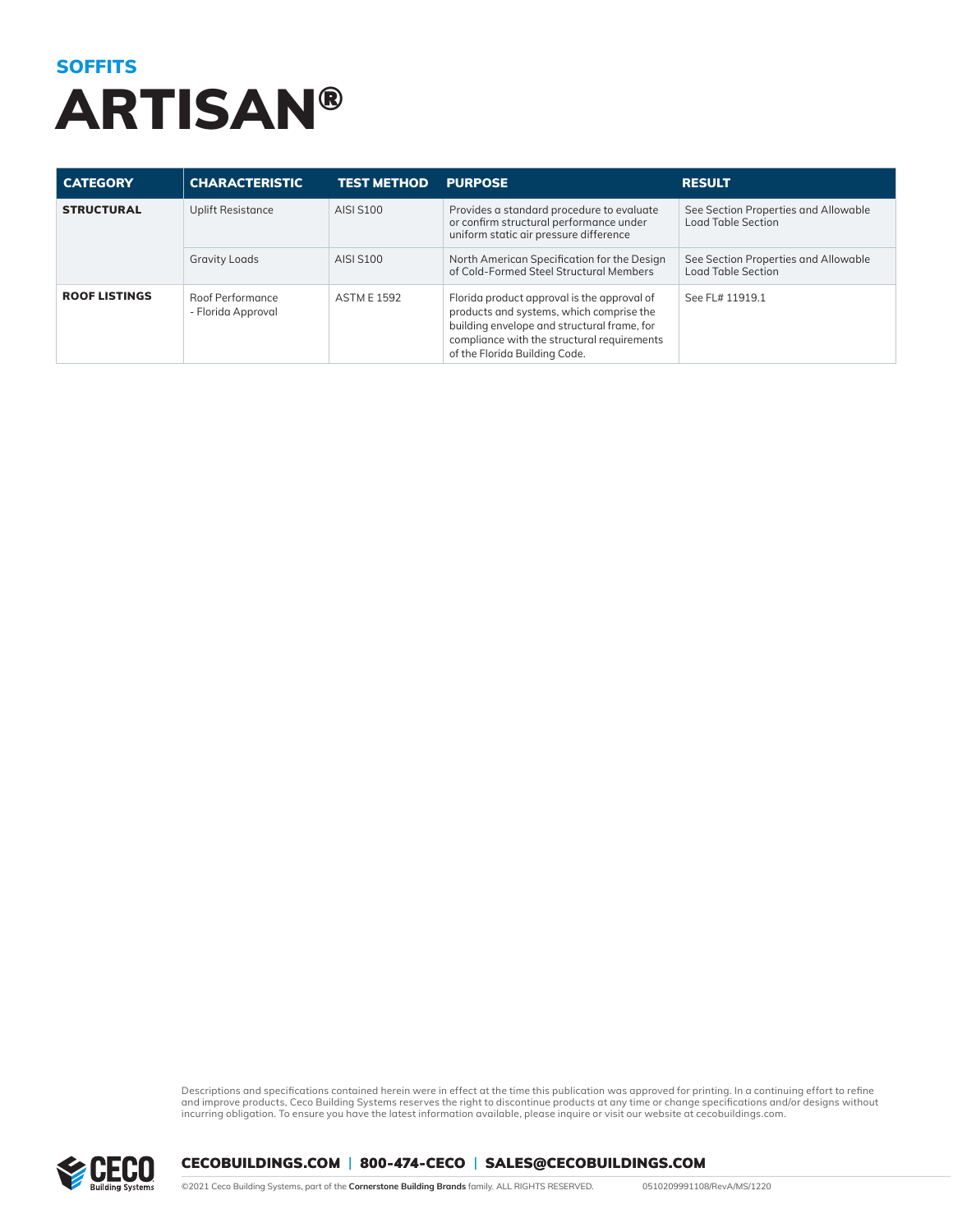## SOFFITS

# ARTISAN®

| CATEGORY | CHARACTERISTIC | TEST METHOD | PURPOSE | RESULT |
|---|---|---|---|---|
| **STRUCTURAL** | Uplift Resistance | AISI S100 | Provides a standard procedure to evaluate or confirm structural performance under uniform static air pressure difference | See Section Properties and Allowable Load Table Section |
| | Gravity Loads | AISI S100 | North American Specification for the Design of Cold-Formed Steel Structural Members | See Section Properties and Allowable Load Table Section |
| **ROOF LISTINGS** | Roof Performance - Florida Approval | ASTM E 1592 | Florida product approval is the approval of products and systems, which comprise the building envelope and structural frame, for compliance with the structural requirements of the Florida Building Code. | See FL# 11919.1 |

Descriptions and specifications contained herein were in effect at the time this publication was approved for printing. In a continuing effort to refine and improve products, Ceco Building Systems reserves the right to discontinue products at any time or change specifications and/or designs without incurring obligation. To ensure you have the latest information available, please inquire or visit our website at cecobuildings.com.

CECO Building Systems

**CECOBUILDINGS.COM | 800-474-CECO | SALES@CECOBUILDINGS.COM**

©2021 Ceco Building Systems, part of the **Cornerstone Building Brands** family. ALL RIGHTS RESERVED. 0510209991108/RevA/MS/1220